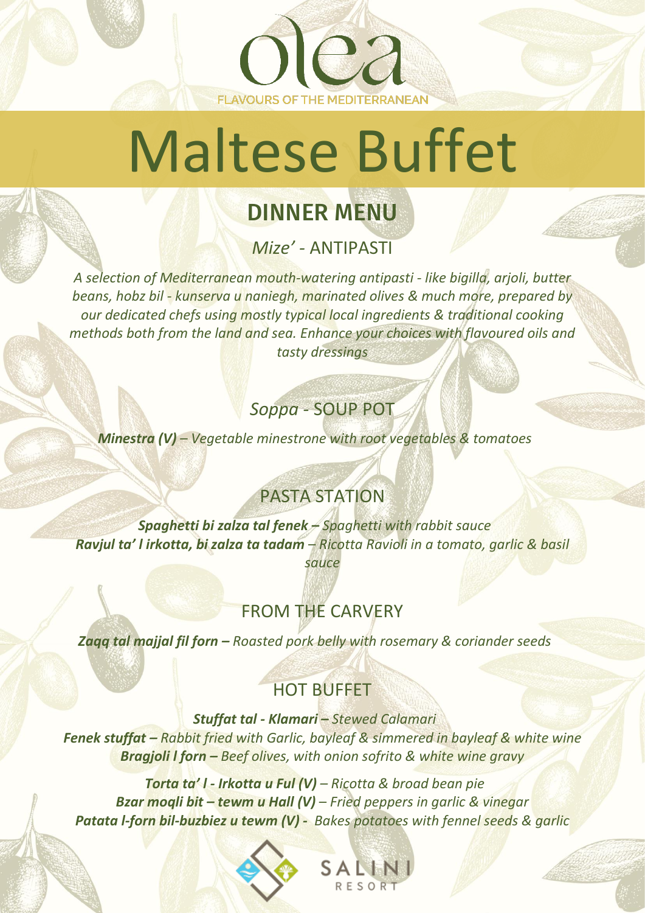olea

FLAVOURS OF THE MEDITERRANEAN

# Maltese Buffet

## DINNER MENU

### *Mize'* - ANTIPASTI

*A selection of Mediterranean mouth-watering antipasti - like bigilla, arjoli, butter beans, hobz bil - kunserva u naniegh, marinated olives & much more, prepared by our dedicated chefs using mostly typical local ingredients & traditional cooking methods both from the land and sea. Enhance your choices with flavoured oils and tasty dressings*

### *Soppa* - SOUP POT

***Minestra (V)** – Vegetable minestrone with root vegetables & tomatoes*

### PASTA STATION

***Spaghetti bi zalza tal fenek –** Spaghetti with rabbit sauce*
***Ravjul ta' l irkotta, bi zalza ta tadam** – Ricotta Ravioli in a tomato, garlic & basil sauce*

### FROM THE CARVERY

***Zaqq tal majjal fil forn –** Roasted pork belly with rosemary & coriander seeds*

### HOT BUFFET

***Stuffat tal - Klamari –** Stewed Calamari*
***Fenek stuffat –** Rabbit fried with Garlic, bayleaf & simmered in bayleaf & white wine*
***Bragjoli l forn –** Beef olives, with onion sofrito & white wine gravy*

***Torta ta' l - Irkotta u Ful (V)** – Ricotta & broad bean pie*
***Bzar moqli bit – tewm u Hall (V)** – Fried peppers in garlic & vinegar*
***Patata l-forn bil-buzbiez u tewm (V) -** Bakes potatoes with fennel seeds & garlic*

SALINI RESORT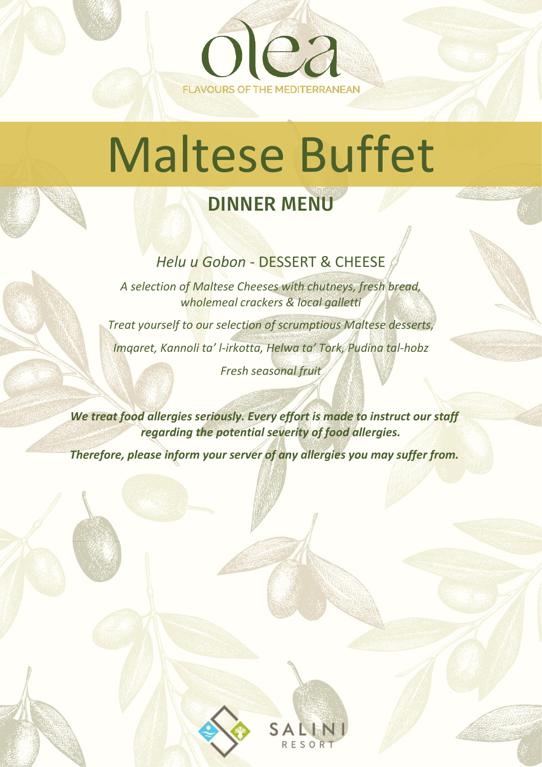olea

FLAVOURS OF THE MEDITERRANEAN

# Maltese Buffet

## DINNER MENU

### *Helu u Gobon* - DESSERT & CHEESE

*A selection of Maltese Cheeses with chutneys, fresh bread, wholemeal crackers & local galletti*

*Treat yourself to our selection of scrumptious Maltese desserts,*

*Imqaret, Kannoli ta' l-irkotta, Helwa ta' Tork, Pudina tal-hobz*

*Fresh seasonal fruit*

***We treat food allergies seriously. Every effort is made to instruct our staff regarding the potential severity of food allergies.***

***Therefore, please inform your server of any allergies you may suffer from.***

SALINI RESORT